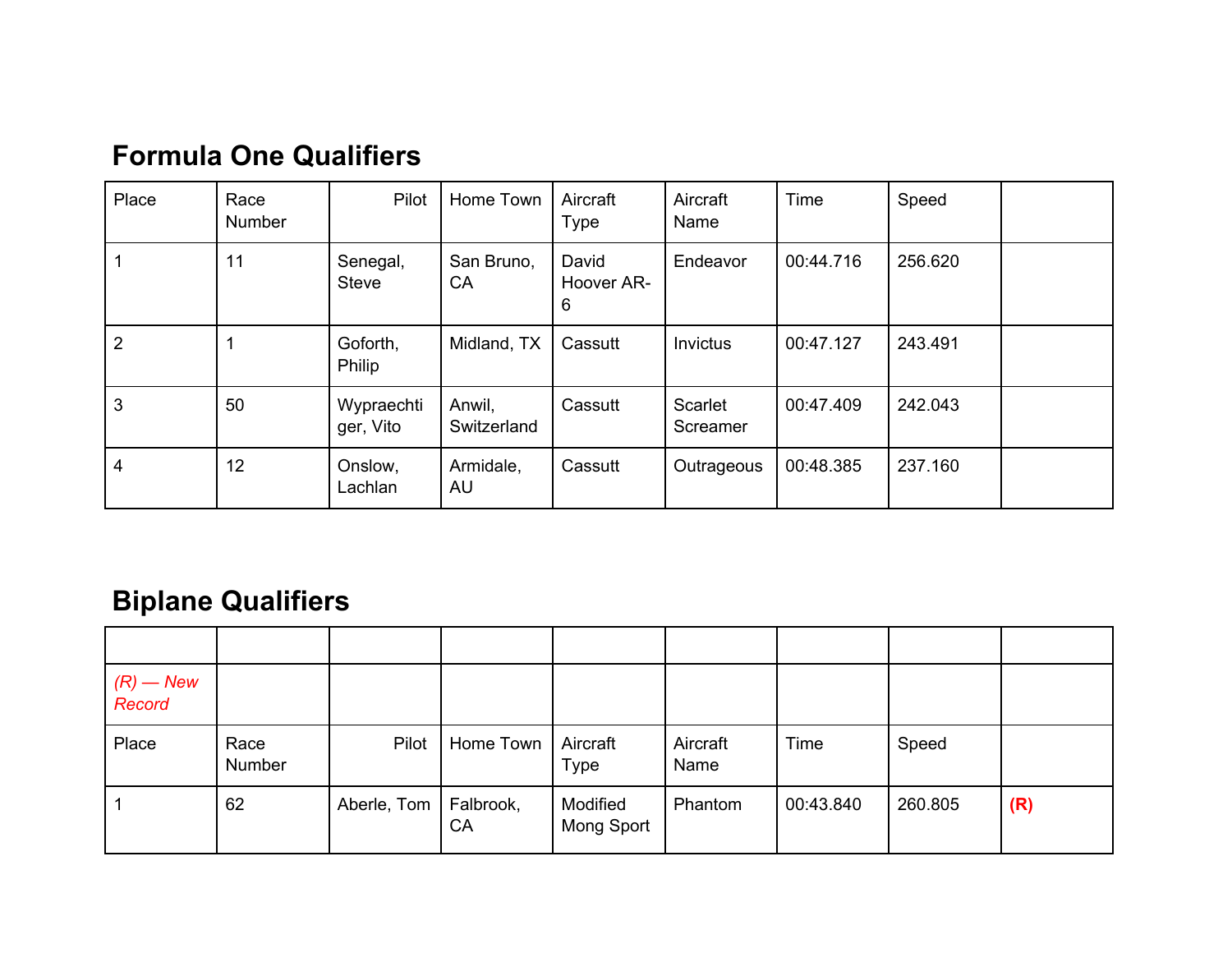## Formula One Qualifiers

| Place | Race Number | Pilot | Home Town | Aircraft Type | Aircraft Name | Time | Speed | |
|---|---|---|---|---|---|---|---|---|
| 1 | 11 | Senegal, Steve | San Bruno, CA | David Hoover AR-6 | Endeavor | 00:44.716 | 256.620 | |
| 2 | 1 | Goforth, Philip | Midland, TX | Cassutt | Invictus | 00:47.127 | 243.491 | |
| 3 | 50 | Wypraechtiger, Vito | Anwil, Switzerland | Cassutt | Scarlet Screamer | 00:47.409 | 242.043 | |
| 4 | 12 | Onslow, Lachlan | Armidale, AU | Cassutt | Outrageous | 00:48.385 | 237.160 | |

## Biplane Qualifiers

| | | | | | | | | |
|---|---|---|---|---|---|---|---|---|
| *(R) — New Record* | | | | | | | | |
| Place | Race Number | Pilot | Home Town | Aircraft Type | Aircraft Name | Time | Speed | |
| 1 | 62 | Aberle, Tom | Falbrook, CA | Modified Mong Sport | Phantom | 00:43.840 | 260.805 | **(R)** |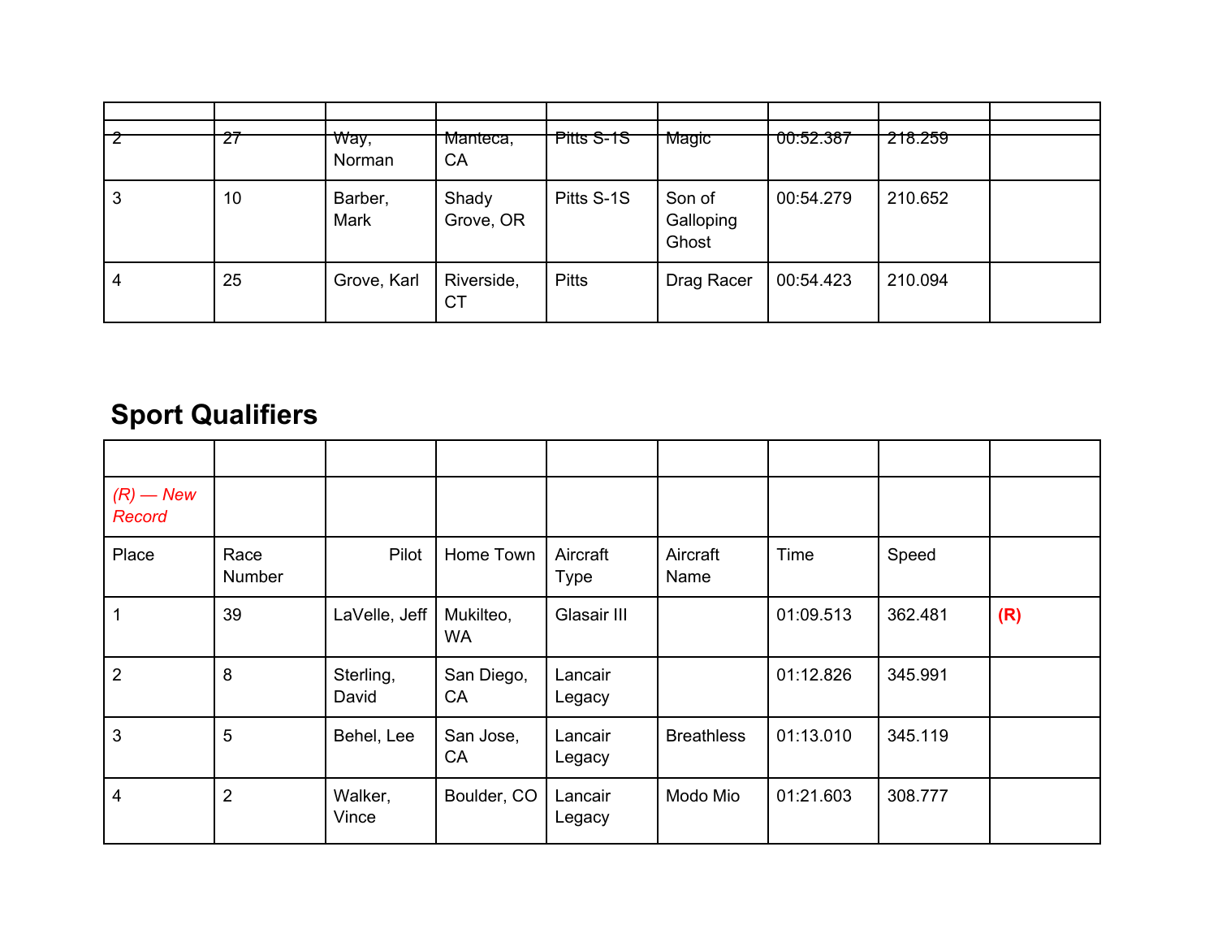| | | | | | | | | |
|---|---|---|---|---|---|---|---|---|
| 2 | 27 | Way, Norman | Manteca, CA | Pitts S-1S | Magic | 00:52.387 | 218.259 | |
| 3 | 10 | Barber, Mark | Shady Grove, OR | Pitts S-1S | Son of Galloping Ghost | 00:54.279 | 210.652 | |
| 4 | 25 | Grove, Karl | Riverside, CT | Pitts | Drag Racer | 00:54.423 | 210.094 | |

## Sport Qualifiers

| | | | | | | | | |
|---|---|---|---|---|---|---|---|---|
| *(R) — New Record* | | | | | | | | |
| Place | Race Number | Pilot | Home Town | Aircraft Type | Aircraft Name | Time | Speed | |
| 1 | 39 | LaVelle, Jeff | Mukilteo, WA | Glasair III | | 01:09.513 | 362.481 | **(R)** |
| 2 | 8 | Sterling, David | San Diego, CA | Lancair Legacy | | 01:12.826 | 345.991 | |
| 3 | 5 | Behel, Lee | San Jose, CA | Lancair Legacy | Breathless | 01:13.010 | 345.119 | |
| 4 | 2 | Walker, Vince | Boulder, CO | Lancair Legacy | Modo Mio | 01:21.603 | 308.777 | |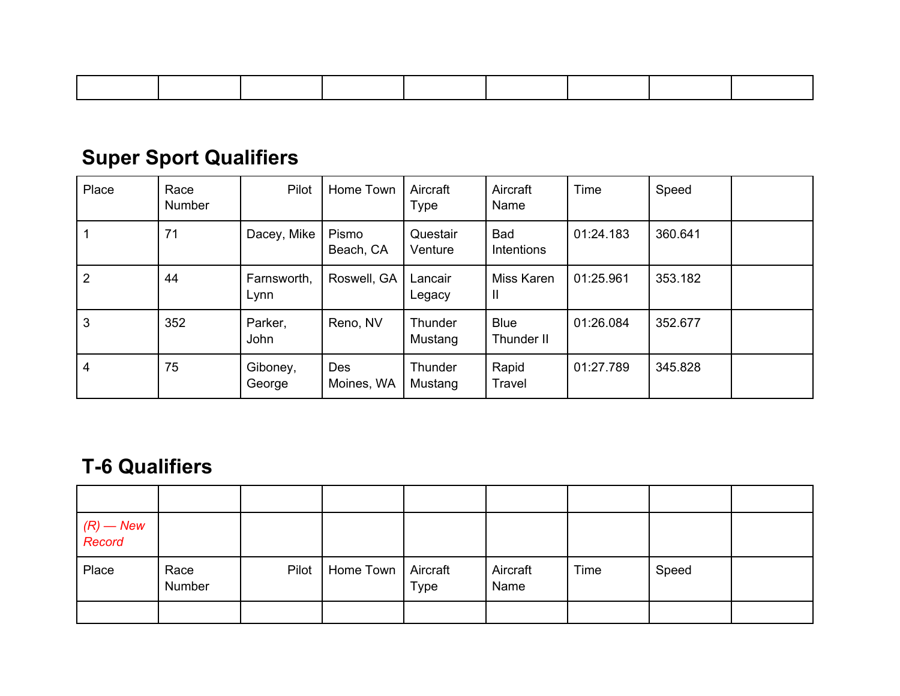| | | | | | | | | |
|---|---|---|---|---|---|---|---|---|

## Super Sport Qualifiers

| Place | Race Number | Pilot | Home Town | Aircraft Type | Aircraft Name | Time | Speed | |
|---|---|---|---|---|---|---|---|---|
| 1 | 71 | Dacey, Mike | Pismo Beach, CA | Questair Venture | Bad Intentions | 01:24.183 | 360.641 | |
| 2 | 44 | Farnsworth, Lynn | Roswell, GA | Lancair Legacy | Miss Karen II | 01:25.961 | 353.182 | |
| 3 | 352 | Parker, John | Reno, NV | Thunder Mustang | Blue Thunder II | 01:26.084 | 352.677 | |
| 4 | 75 | Giboney, George | Des Moines, WA | Thunder Mustang | Rapid Travel | 01:27.789 | 345.828 | |

## T-6 Qualifiers

| | | | | | | | | |
|---|---|---|---|---|---|---|---|---|
| *(R) — New Record* | | | | | | | | |
| Place | Race Number | Pilot | Home Town | Aircraft Type | Aircraft Name | Time | Speed | |
| | | | | | | | | |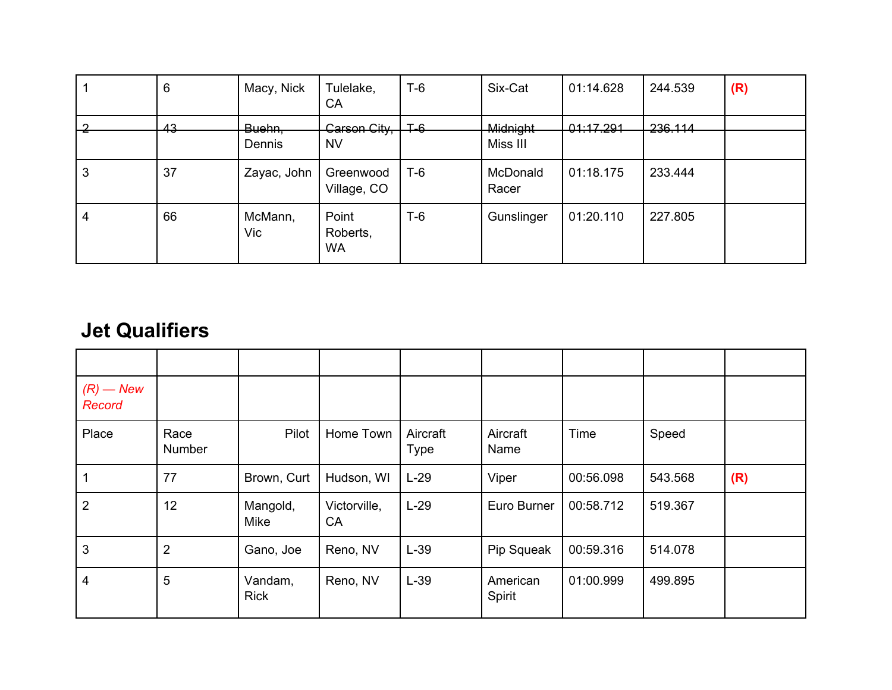| | | | | | | | | |
|---|---|---|---|---|---|---|---|---|
| 1 | 6 | Macy, Nick | Tulelake, CA | T-6 | Six-Cat | 01:14.628 | 244.539 | **(R)** |
| ~~2~~ | ~~43~~ | ~~Buehn,~~ Dennis | ~~Carson City,~~ NV | ~~T-6~~ | ~~Midnight~~ Miss III | ~~01:17.291~~ | ~~236.114~~ | |
| 3 | 37 | Zayac, John | Greenwood Village, CO | T-6 | McDonald Racer | 01:18.175 | 233.444 | |
| 4 | 66 | McMann, Vic | Point Roberts, WA | T-6 | Gunslinger | 01:20.110 | 227.805 | |

## Jet Qualifiers

| | | | | | | | | |
|---|---|---|---|---|---|---|---|---|
| *(R) — New Record* | | | | | | | | |
| Place | Race Number | Pilot | Home Town | Aircraft Type | Aircraft Name | Time | Speed | |
| 1 | 77 | Brown, Curt | Hudson, WI | L-29 | Viper | 00:56.098 | 543.568 | **(R)** |
| 2 | 12 | Mangold, Mike | Victorville, CA | L-29 | Euro Burner | 00:58.712 | 519.367 | |
| 3 | 2 | Gano, Joe | Reno, NV | L-39 | Pip Squeak | 00:59.316 | 514.078 | |
| 4 | 5 | Vandam, Rick | Reno, NV | L-39 | American Spirit | 01:00.999 | 499.895 | |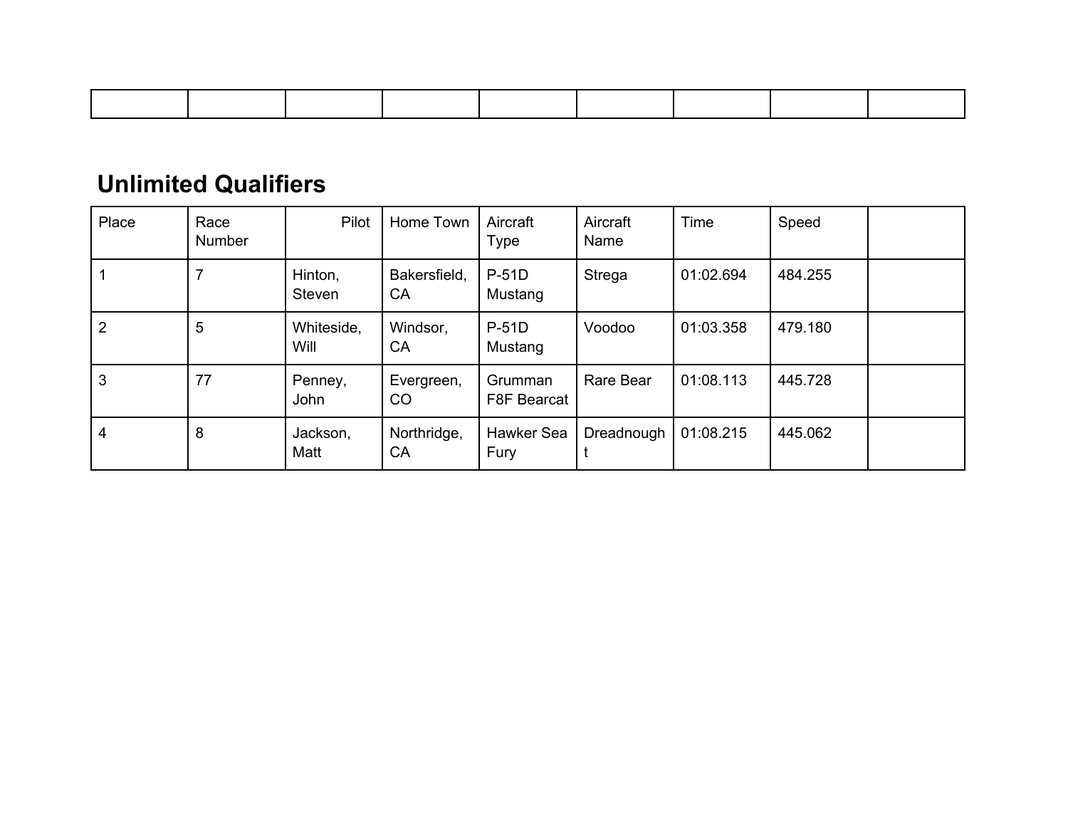| | | | | | | | | |
|---|---|---|---|---|---|---|---|---|
| | | | | | | | | |

## Unlimited Qualifiers

| Place | Race Number | Pilot | Home Town | Aircraft Type | Aircraft Name | Time | Speed | |
|---|---|---|---|---|---|---|---|---|
| 1 | 7 | Hinton, Steven | Bakersfield, CA | P-51D Mustang | Strega | 01:02.694 | 484.255 | |
| 2 | 5 | Whiteside, Will | Windsor, CA | P-51D Mustang | Voodoo | 01:03.358 | 479.180 | |
| 3 | 77 | Penney, John | Evergreen, CO | Grumman F8F Bearcat | Rare Bear | 01:08.113 | 445.728 | |
| 4 | 8 | Jackson, Matt | Northridge, CA | Hawker Sea Fury | Dreadnought | 01:08.215 | 445.062 | |